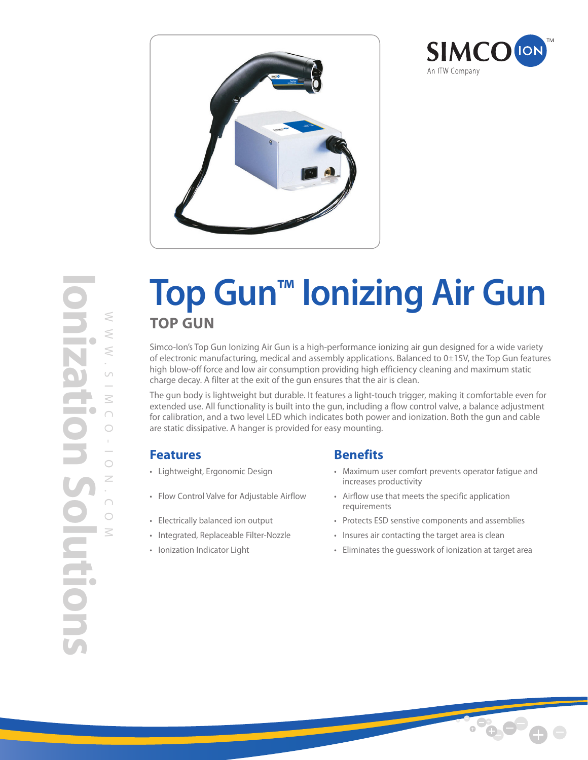SIMCO ION™
An ITW Company

Ionization Solutions

WWW.SIMCO-ION.COM

# Top Gun™ Ionizing Air Gun

## TOP GUN

Simco-Ion's Top Gun Ionizing Air Gun is a high-performance ionizing air gun designed for a wide variety of electronic manufacturing, medical and assembly applications. Balanced to 0±15V, the Top Gun features high blow-off force and low air consumption providing high efficiency cleaning and maximum static charge decay. A filter at the exit of the gun ensures that the air is clean.

The gun body is lightweight but durable. It features a light-touch trigger, making it comfortable even for extended use. All functionality is built into the gun, including a flow control valve, a balance adjustment for calibration, and a two level LED which indicates both power and ionization. Both the gun and cable are static dissipative. A hanger is provided for easy mounting.

### Features

- Lightweight, Ergonomic Design
- Flow Control Valve for Adjustable Airflow
- Electrically balanced ion output
- Integrated, Replaceable Filter-Nozzle
- Ionization Indicator Light

### Benefits

- Maximum user comfort prevents operator fatigue and increases productivity
- Airflow use that meets the specific application requirements
- Protects ESD senstive components and assemblies
- Insures air contacting the target area is clean
- Eliminates the guesswork of ionization at target area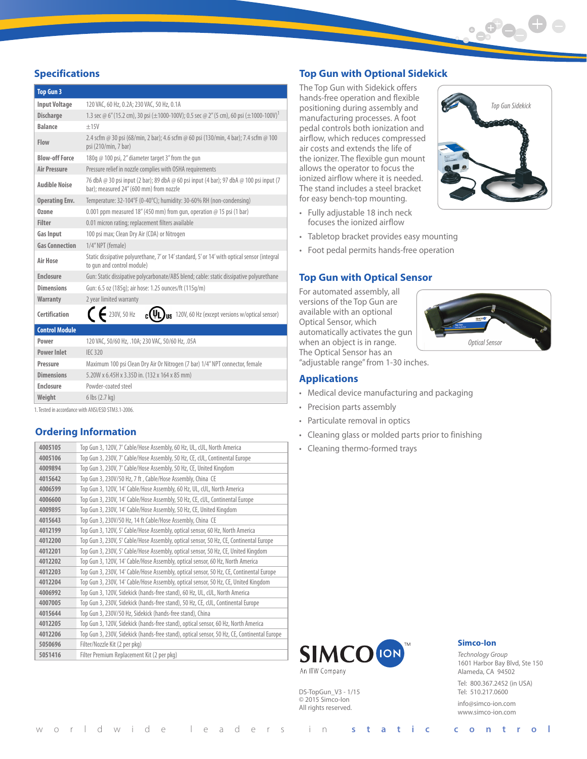## Specifications

| Top Gun 3 | |
|---|---|
| Input Voltage | 120 VAC, 60 Hz, 0.2A; 230 VAC, 50 Hz, 0.1A |
| Discharge | 1.3 sec @ 6" (15.2 cm), 30 psi (±1000-100V); 0.5 sec @ 2" (5 cm), 60 psi (±1000-100V)[1] |
| Balance | ±15V |
| Flow | 2.4 scfm @ 30 psi (68/min, 2 bar); 4.6 scfm @ 60 psi (130/min, 4 bar); 7.4 scfm @ 100 psi (210/min, 7 bar) |
| Blow-off Force | 180g @ 100 psi, 2" diameter target 3" from the gun |
| Air Pressure | Pressure relief in nozzle complies with OSHA requirements |
| Audible Noise | 76 dbA @ 30 psi input (2 bar); 89 dbA @ 60 psi input (4 bar); 97 dbA @ 100 psi input (7 bar); measured 24" (600 mm) from nozzle |
| Operating Env. | Temperature: 32-104°F (0-40°C); humidity: 30-60% RH (non-condensing) |
| Ozone | 0.001 ppm measured 18" (450 mm) from gun, operation @ 15 psi (1 bar) |
| Filter | 0.01 micron rating; replacement filters available |
| Gas Input | 100 psi max; Clean Dry Air (CDA) or Nitrogen |
| Gas Connection | 1/4" NPT (female) |
| Air Hose | Static dissipative polyurethane, 7' or 14' standard, 5' or 14' with optical sensor (integral to gun and control module) |
| Enclosure | Gun: Static dissipative polycarbonate/ABS blend; cable: static dissipative polyurethane |
| Dimensions | Gun: 6.5 oz (185g); air hose: 1.25 ounces/ft (115g/m) |
| Warranty | 2 year limited warranty |
| Certification | CE 230V, 50 Hz &nbsp; cULus 120V, 60 Hz (except versions w/optical sensor) |
| **Control Module** | |
| Power | 120 VAC, 50/60 Hz, .10A; 230 VAC, 50/60 Hz, .05A |
| Power Inlet | IEC 320 |
| Pressure | Maximum 100 psi Clean Dry Air Or Nitrogen (7 bar) 1/4" NPT connector, female |
| Dimensions | 5.20W x 6.45H x 3.35D in. (132 x 164 x 85 mm) |
| Enclosure | Powder-coated steel |
| Weight | 6 lbs (2.7 kg) |

1. Tested in accordance with ANSI/ESD STM3.1-2006.

## Ordering Information

| | |
|---|---|
| 4005105 | Top Gun 3, 120V, 7' Cable/Hose Assembly, 60 Hz, UL, cUL, North America |
| 4005106 | Top Gun 3, 230V, 7' Cable/Hose Assembly, 50 Hz, CE, cUL, Continental Europe |
| 4009894 | Top Gun 3, 230V, 7' Cable/Hose Assembly, 50 Hz, CE, United Kingdom |
| 4015642 | Top Gun 3, 230V/50 Hz, 7 ft , Cable/Hose Assembly, China CE |
| 4006599 | Top Gun 3, 120V, 14' Cable/Hose Assembly, 60 Hz, UL, cUL, North America |
| 4006600 | Top Gun 3, 230V, 14' Cable/Hose Assembly, 50 Hz, CE, cUL, Continental Europe |
| 4009895 | Top Gun 3, 230V, 14' Cable/Hose Assembly, 50 Hz, CE, United Kingdom |
| 4015643 | Top Gun 3, 230V/50 Hz, 14 ft Cable/Hose Assembly, China CE |
| 4012199 | Top Gun 3, 120V, 5' Cable/Hose Assembly, optical sensor, 60 Hz, North America |
| 4012200 | Top Gun 3, 230V, 5' Cable/Hose Assembly, optical sensor, 50 Hz, CE, Continental Europe |
| 4012201 | Top Gun 3, 230V, 5' Cable/Hose Assembly, optical sensor, 50 Hz, CE, United Kingdom |
| 4012202 | Top Gun 3, 120V, 14' Cable/Hose Assembly, optical sensor, 60 Hz, North America |
| 4012203 | Top Gun 3, 230V, 14' Cable/Hose Assembly, optical sensor, 50 Hz, CE, Continental Europe |
| 4012204 | Top Gun 3, 230V, 14' Cable/Hose Assembly, optical sensor, 50 Hz, CE, United Kingdom |
| 4006992 | Top Gun 3, 120V, Sidekick (hands-free stand), 60 Hz, UL, cUL, North America |
| 4007005 | Top Gun 3, 230V, Sidekick (hands-free stand), 50 Hz, CE, cUL, Continental Europe |
| 4015644 | Top Gun 3, 230V/50 Hz, Sidekick (hands-free stand), China |
| 4012205 | Top Gun 3, 120V, Sidekick (hands-free stand), optical sensor, 60 Hz, North America |
| 4012206 | Top Gun 3, 230V, Sidekick (hands-free stand), optical sensor, 50 Hz, CE, Continental Europe |
| 5050696 | Filter/Nozzle Kit (2 per pkg) |
| 5051416 | Filter Premium Replacement Kit (2 per pkg) |

## Top Gun with Optional Sidekick

The Top Gun with Sidekick offers hands-free operation and flexible positioning during assembly and manufacturing processes. A foot pedal controls both ionization and airflow, which reduces compressed air costs and extends the life of the ionizer. The flexible gun mount allows the operator to focus the ionized airflow where it is needed. The stand includes a steel bracket for easy bench-top mounting.

*Top Gun Sidekick*

- Fully adjustable 18 inch neck focuses the ionized airflow
- Tabletop bracket provides easy mounting
- Foot pedal permits hands-free operation

## Top Gun with Optical Sensor

For automated assembly, all versions of the Top Gun are available with an optional Optical Sensor, which automatically activates the gun when an object is in range. The Optical Sensor has an "adjustable range" from 1-30 inches.

*Optical Sensor*

## Applications

- Medical device manufacturing and packaging
- Precision parts assembly
- Particulate removal in optics
- Cleaning glass or molded parts prior to finishing
- Cleaning thermo-formed trays

SIMCO ION™
An ITW Company

DS-TopGun_V3 - 1/15
© 2015 Simco-Ion
All rights reserved.

**Simco-Ion**
*Technology Group*
1601 Harbor Bay Blvd, Ste 150
Alameda, CA 94502

Tel: 800.367.2452 (in USA)
Tel: 510.217.0600

info@simco-ion.com
www.simco-ion.com

worldwide leaders in **static control**